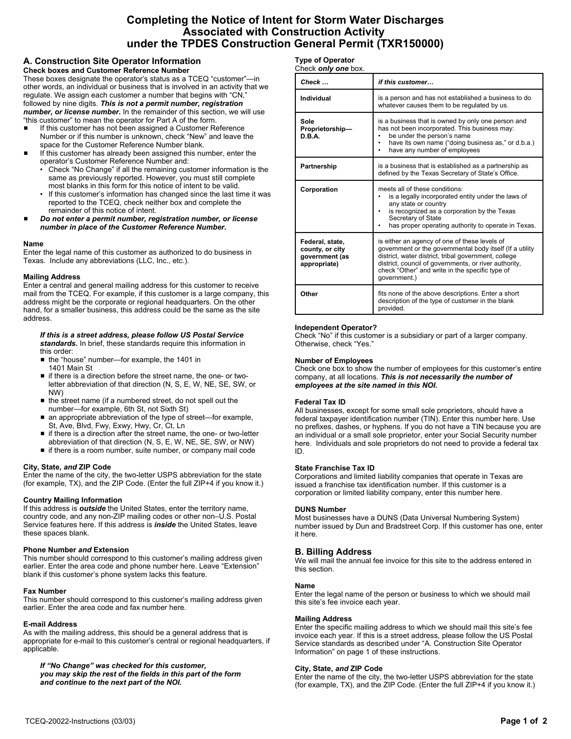# Completing the Notice of Intent for Storm Water Discharges Associated with Construction Activity under the TPDES Construction General Permit (TXR150000)

## A. Construction Site Operator Information

### Check boxes and Customer Reference Number

These boxes designate the operator's status as a TCEQ "customer"—in other words, an individual or business that is involved in an activity that we regulate. We assign each customer a number that begins with "CN," followed by nine digits. ***This is not a permit number, registration number, or license number.*** In the remainder of this section, we will use "this customer" to mean the operator for Part A of the form.

- If this customer has not been assigned a Customer Reference Number or if this number is unknown, check "New" and leave the space for the Customer Reference Number blank.
- If this customer has already been assigned this number, enter the operator's Customer Reference Number and:
  - Check "No Change" if all the remaining customer information is the same as previously reported. However, you must still complete most blanks in this form for this notice of intent to be valid.
  - If this customer's information has changed since the last time it was reported to the TCEQ, check neither box and complete the remainder of this notice of intent.
- ***Do not enter a permit number, registration number, or license number in place of the Customer Reference Number.***

### Name

Enter the legal name of this customer as authorized to do business in Texas. Include any abbreviations (LLC, Inc., etc.).

### Mailing Address

Enter a central and general mailing address for this customer to receive mail from the TCEQ. For example, if this customer is a large company, this address might be the corporate or regional headquarters. On the other hand, for a smaller business, this address could be the same as the site address.

***If this is a street address, please follow US Postal Service standards.*** In brief, these standards require this information in this order:

- the "house" number—for example, the 1401 in 1401 Main St
- if there is a direction before the street name, the one- or two-letter abbreviation of that direction (N, S, E, W, NE, SE, SW, or NW)
- the street name (if a numbered street, do not spell out the number—for example, 6th St, not Sixth St)
- an appropriate abbreviation of the type of street—for example, St, Ave, Blvd, Fwy, Exwy, Hwy, Cr, Ct, Ln
- if there is a direction after the street name, the one- or two-letter abbreviation of that direction (N, S, E, W, NE, SE, SW, or NW)
- if there is a room number, suite number, or company mail code

### City, State, *and* ZIP Code

Enter the name of the city, the two-letter USPS abbreviation for the state (for example, TX), and the ZIP Code. (Enter the full ZIP+4 if you know it.)

### Country Mailing Information

If this address is ***outside*** the United States, enter the territory name, country code, and any non-ZIP mailing codes or other non–U.S. Postal Service features here. If this address is ***inside*** the United States, leave these spaces blank.

### Phone Number *and* Extension

This number should correspond to this customer's mailing address given earlier. Enter the area code and phone number here. Leave "Extension" blank if this customer's phone system lacks this feature.

### Fax Number

This number should correspond to this customer's mailing address given earlier. Enter the area code and fax number here.

### E-mail Address

As with the mailing address, this should be a general address that is appropriate for e-mail to this customer's central or regional headquarters, if applicable.

***If "No Change" was checked for this customer, you may skip the rest of the fields in this part of the form and continue to the next part of the NOI.***

### Type of Operator

Check ***only one*** box.

| *Check …* | *if this customer…* |
|---|---|
| **Individual** | is a person and has not established a business to do whatever causes them to be regulated by us. |
| **Sole Proprietorship—D.B.A.** | is a business that is owned by only one person and has not been incorporated. This business may:<br>• be under the person's name<br>• have its own name ("doing business as," or d.b.a.)<br>• have any number of employees |
| **Partnership** | is a business that is established as a partnership as defined by the Texas Secretary of State's Office. |
| **Corporation** | meets all of these conditions:<br>• is a legally incorporated entity under the laws of any state or country<br>• is recognized as a corporation by the Texas Secretary of State<br>• has proper operating authority to operate in Texas. |
| **Federal, state, county, or city government (as appropriate)** | is either an agency of one of these levels of government or the governmental body itself (If a utility district, water district, tribal government, college district, council of governments, or river authority, check "Other" and write in the specific type of government.) |
| **Other** | fits none of the above descriptions. Enter a short description of the type of customer in the blank provided. |

### Independent Operator?

Check "No" if this customer is a subsidiary or part of a larger company. Otherwise, check "Yes."

### Number of Employees

Check one box to show the number of employees for this customer's entire company, at all locations. ***This is not necessarily the number of employees at the site named in this NOI.***

### Federal Tax ID

All businesses, except for some small sole proprietors, should have a federal taxpayer identification number (TIN). Enter this number here. Use no prefixes, dashes, or hyphens. If you do not have a TIN because you are an individual or a small sole proprietor, enter your Social Security number here. Individuals and sole proprietors do not need to provide a federal tax ID.

### State Franchise Tax ID

Corporations and limited liability companies that operate in Texas are issued a franchise tax identification number. If this customer is a corporation or limited liability company, enter this number here.

### DUNS Number

Most businesses have a DUNS (Data Universal Numbering System) number issued by Dun and Bradstreet Corp. If this customer has one, enter it here.

## B. Billing Address

We will mail the annual fee invoice for this site to the address entered in this section.

### Name

Enter the legal name of the person or business to which we should mail this site's fee invoice each year.

### Mailing Address

Enter the specific mailing address to which we should mail this site's fee invoice each year. If this is a street address, please follow the US Postal Service standards as described under "A. Construction Site Operator Information" on page 1 of these instructions.

### City, State, *and* ZIP Code

Enter the name of the city, the two-letter USPS abbreviation for the state (for example, TX), and the ZIP Code. (Enter the full ZIP+4 if you know it.)

TCEQ-20022-Instructions (03/03)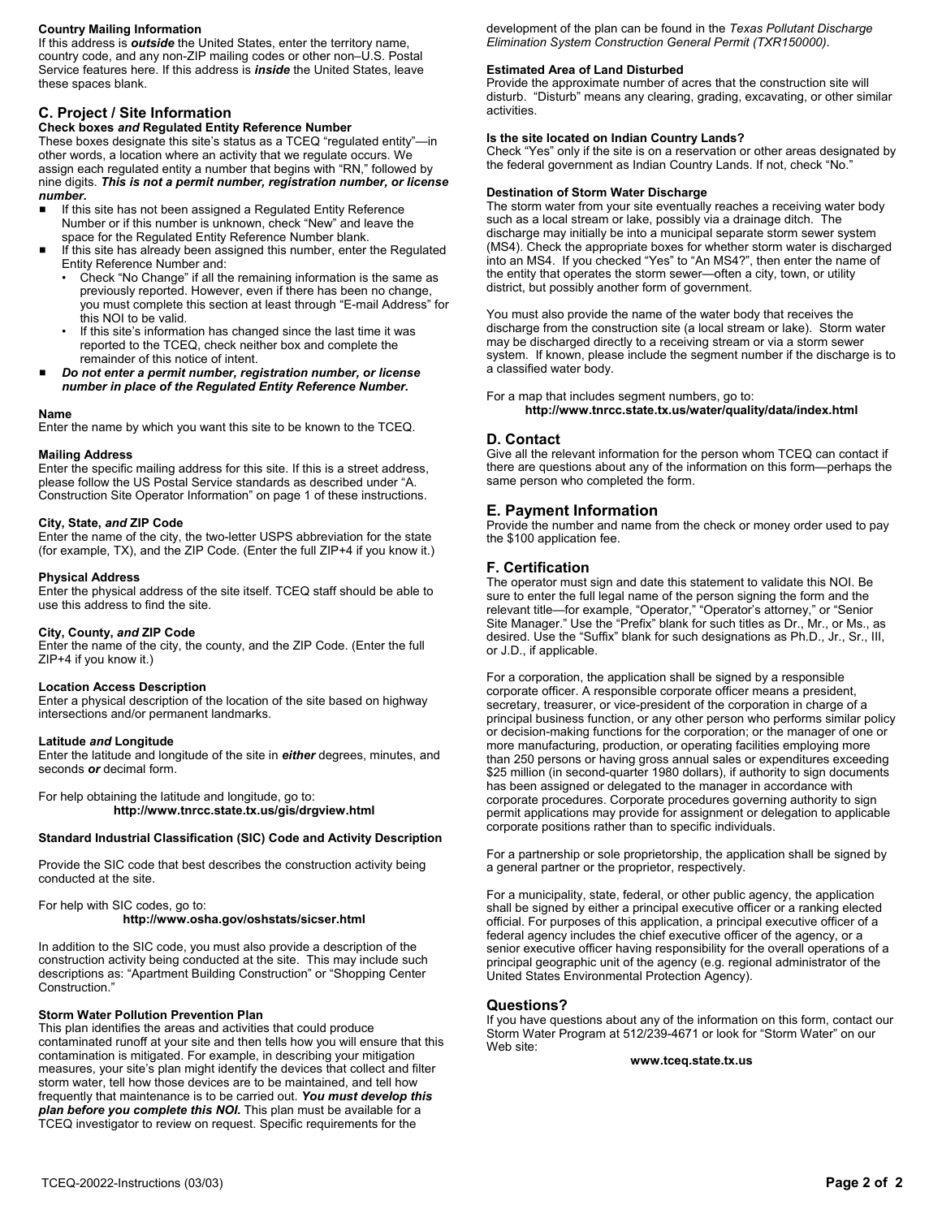**Country Mailing Information**

If this address is ***outside*** the United States, enter the territory name, country code, and any non-ZIP mailing codes or other non–U.S. Postal Service features here. If this address is ***inside*** the United States, leave these spaces blank.

## C. Project / Site Information

**Check boxes *and* Regulated Entity Reference Number**

These boxes designate this site's status as a TCEQ "regulated entity"—in other words, a location where an activity that we regulate occurs. We assign each regulated entity a number that begins with "RN," followed by nine digits. ***This is not a permit number, registration number, or license number.***

- If this site has not been assigned a Regulated Entity Reference Number or if this number is unknown, check "New" and leave the space for the Regulated Entity Reference Number blank.
- If this site has already been assigned this number, enter the Regulated Entity Reference Number and:
  - Check "No Change" if all the remaining information is the same as previously reported. However, even if there has been no change, you must complete this section at least through "E-mail Address" for this NOI to be valid.
  - If this site's information has changed since the last time it was reported to the TCEQ, check neither box and complete the remainder of this notice of intent.
- ***Do not enter a permit number, registration number, or license number in place of the Regulated Entity Reference Number.***

**Name**

Enter the name by which you want this site to be known to the TCEQ.

**Mailing Address**

Enter the specific mailing address for this site. If this is a street address, please follow the US Postal Service standards as described under "A. Construction Site Operator Information" on page 1 of these instructions.

**City, State, *and* ZIP Code**

Enter the name of the city, the two-letter USPS abbreviation for the state (for example, TX), and the ZIP Code. (Enter the full ZIP+4 if you know it.)

**Physical Address**

Enter the physical address of the site itself. TCEQ staff should be able to use this address to find the site.

**City, County, *and* ZIP Code**

Enter the name of the city, the county, and the ZIP Code. (Enter the full ZIP+4 if you know it.)

**Location Access Description**

Enter a physical description of the location of the site based on highway intersections and/or permanent landmarks.

**Latitude *and* Longitude**

Enter the latitude and longitude of the site in ***either*** degrees, minutes, and seconds ***or*** decimal form.

For help obtaining the latitude and longitude, go to:
**http://www.tnrcc.state.tx.us/gis/drgview.html**

**Standard Industrial Classification (SIC) Code and Activity Description**

Provide the SIC code that best describes the construction activity being conducted at the site.

For help with SIC codes, go to:
**http://www.osha.gov/oshstats/sicser.html**

In addition to the SIC code, you must also provide a description of the construction activity being conducted at the site. This may include such descriptions as: "Apartment Building Construction" or "Shopping Center Construction."

**Storm Water Pollution Prevention Plan**

This plan identifies the areas and activities that could produce contaminated runoff at your site and then tells how you will ensure that this contamination is mitigated. For example, in describing your mitigation measures, your site's plan might identify the devices that collect and filter storm water, tell how those devices are to be maintained, and tell how frequently that maintenance is to be carried out. ***You must develop this plan before you complete this NOI.*** This plan must be available for a TCEQ investigator to review on request. Specific requirements for the development of the plan can be found in the *Texas Pollutant Discharge Elimination System Construction General Permit (TXR150000)*.

**Estimated Area of Land Disturbed**

Provide the approximate number of acres that the construction site will disturb. "Disturb" means any clearing, grading, excavating, or other similar activities.

**Is the site located on Indian Country Lands?**

Check "Yes" only if the site is on a reservation or other areas designated by the federal government as Indian Country Lands. If not, check "No."

**Destination of Storm Water Discharge**

The storm water from your site eventually reaches a receiving water body such as a local stream or lake, possibly via a drainage ditch. The discharge may initially be into a municipal separate storm sewer system (MS4). Check the appropriate boxes for whether storm water is discharged into an MS4. If you checked "Yes" to "An MS4?", then enter the name of the entity that operates the storm sewer—often a city, town, or utility district, but possibly another form of government.

You must also provide the name of the water body that receives the discharge from the construction site (a local stream or lake). Storm water may be discharged directly to a receiving stream or via a storm sewer system. If known, please include the segment number if the discharge is to a classified water body.

For a map that includes segment numbers, go to:
**http://www.tnrcc.state.tx.us/water/quality/data/index.html**

## D. Contact

Give all the relevant information for the person whom TCEQ can contact if there are questions about any of the information on this form—perhaps the same person who completed the form.

## E. Payment Information

Provide the number and name from the check or money order used to pay the $100 application fee.

## F. Certification

The operator must sign and date this statement to validate this NOI. Be sure to enter the full legal name of the person signing the form and the relevant title—for example, "Operator," "Operator's attorney," or "Senior Site Manager." Use the "Prefix" blank for such titles as Dr., Mr., or Ms., as desired. Use the "Suffix" blank for such designations as Ph.D., Jr., Sr., III, or J.D., if applicable.

For a corporation, the application shall be signed by a responsible corporate officer. A responsible corporate officer means a president, secretary, treasurer, or vice-president of the corporation in charge of a principal business function, or any other person who performs similar policy or decision-making functions for the corporation; or the manager of one or more manufacturing, production, or operating facilities employing more than 250 persons or having gross annual sales or expenditures exceeding $25 million (in second-quarter 1980 dollars), if authority to sign documents has been assigned or delegated to the manager in accordance with corporate procedures. Corporate procedures governing authority to sign permit applications may provide for assignment or delegation to applicable corporate positions rather than to specific individuals.

For a partnership or sole proprietorship, the application shall be signed by a general partner or the proprietor, respectively.

For a municipality, state, federal, or other public agency, the application shall be signed by either a principal executive officer or a ranking elected official. For purposes of this application, a principal executive officer of a federal agency includes the chief executive officer of the agency, or a senior executive officer having responsibility for the overall operations of a principal geographic unit of the agency (e.g. regional administrator of the United States Environmental Protection Agency).

## Questions?

If you have questions about any of the information on this form, contact our Storm Water Program at 512/239-4671 or look for "Storm Water" on our Web site:

**www.tceq.state.tx.us**

TCEQ-20022-Instructions (03/03)